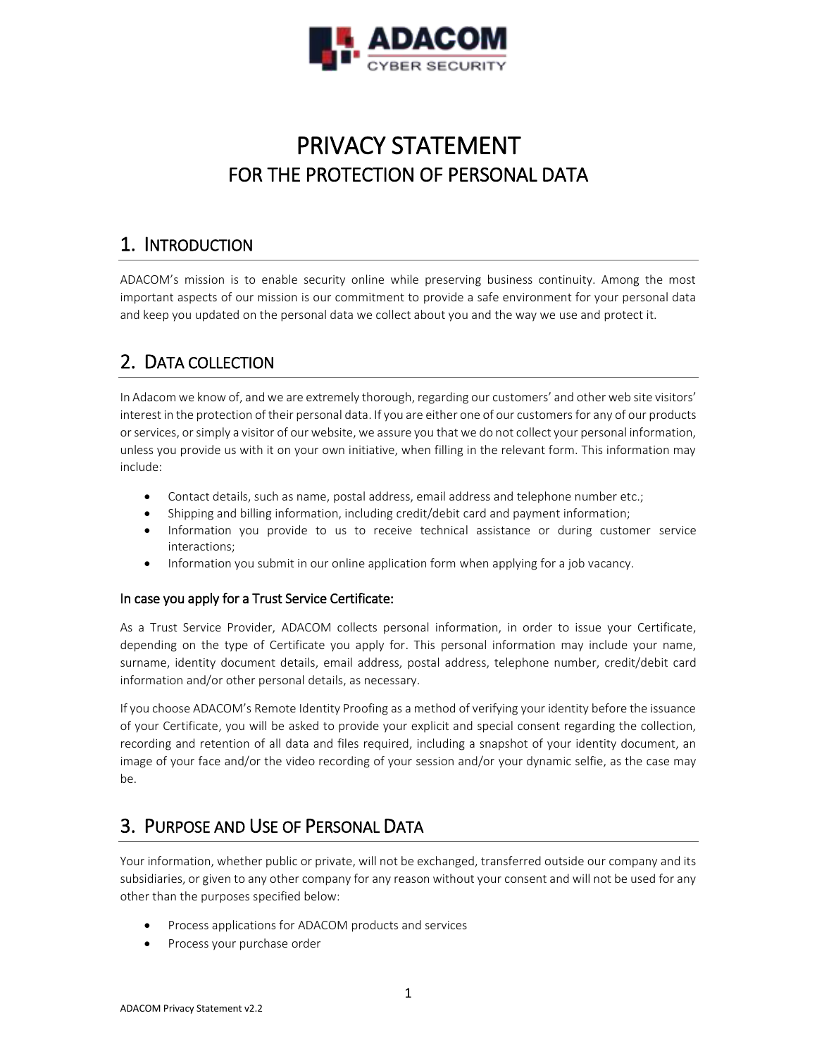# PRIVACY STATEMENT

## FOR THE PROTECTION OF PERSONAL DATA

## 1. INTRODUCTION

ADACOM's mission is to enable security online while preserving business continuity. Among the most important aspects of our mission is our commitment to provide a safe environment for your personal data and keep you updated on the personal data we collect about you and the way we use and protect it.

## 2. DATA COLLECTION

In Adacom we know of, and we are extremely thorough, regarding our customers' and other web site visitors' interest in the protection of their personal data. If you are either one of our customers for any of our products or services, or simply a visitor of our website, we assure you that we do not collect your personal information, unless you provide us with it on your own initiative, when filling in the relevant form. This information may include:

- Contact details, such as name, postal address, email address and telephone number etc.;
- Shipping and billing information, including credit/debit card and payment information;
- Information you provide to us to receive technical assistance or during customer service interactions;
- Information you submit in our online application form when applying for a job vacancy.

### In case you apply for a Trust Service Certificate:

As a Trust Service Provider, ADACOM collects personal information, in order to issue your Certificate, depending on the type of Certificate you apply for. This personal information may include your name, surname, identity document details, email address, postal address, telephone number, credit/debit card information and/or other personal details, as necessary.

If you choose ADACOM's Remote Identity Proofing as a method of verifying your identity before the issuance of your Certificate, you will be asked to provide your explicit and special consent regarding the collection, recording and retention of all data and files required, including a snapshot of your identity document, an image of your face and/or the video recording of your session and/or your dynamic selfie, as the case may be.

## 3. PURPOSE AND USE OF PERSONAL DATA

Your information, whether public or private, will not be exchanged, transferred outside our company and its subsidiaries, or given to any other company for any reason without your consent and will not be used for any other than the purposes specified below:

- Process applications for ADACOM products and services
- Process your purchase order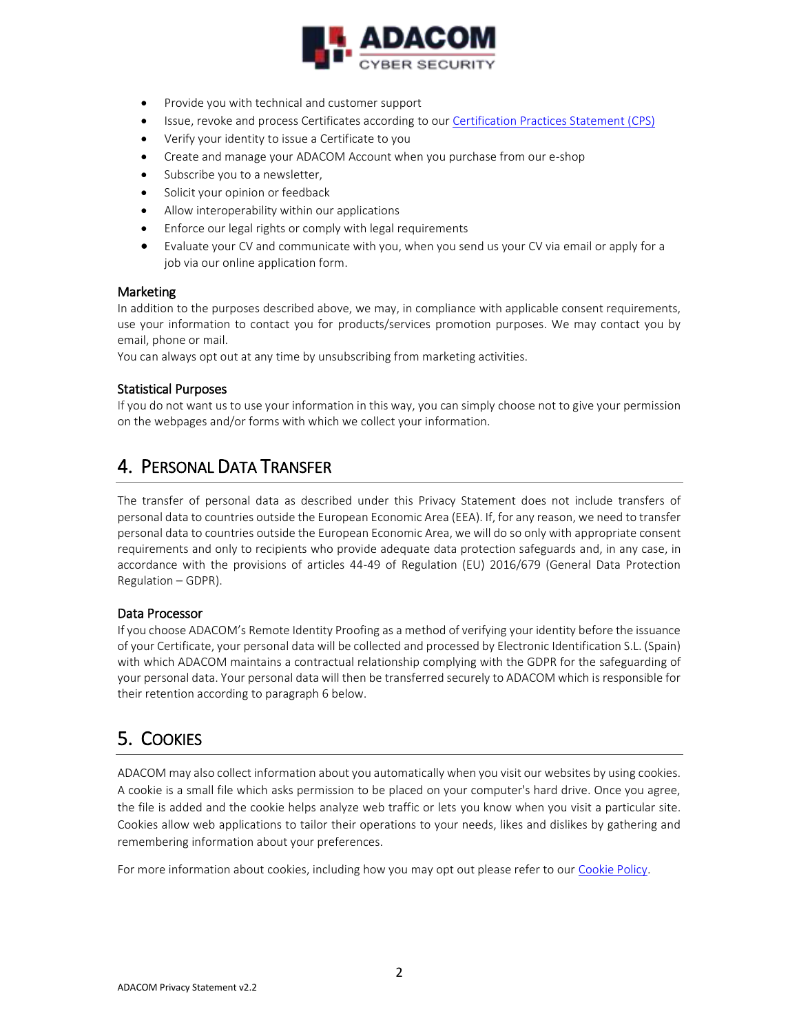- Provide you with technical and customer support
- Issue, revoke and process Certificates according to our [Certification Practices Statement (CPS)]
- Verify your identity to issue a Certificate to you
- Create and manage your ADACOM Account when you purchase from our e-shop
- Subscribe you to a newsletter,
- Solicit your opinion or feedback
- Allow interoperability within our applications
- Enforce our legal rights or comply with legal requirements
- Evaluate your CV and communicate with you, when you send us your CV via email or apply for a job via our online application form.

### Marketing

In addition to the purposes described above, we may, in compliance with applicable consent requirements, use your information to contact you for products/services promotion purposes. We may contact you by email, phone or mail.
You can always opt out at any time by unsubscribing from marketing activities.

### Statistical Purposes

If you do not want us to use your information in this way, you can simply choose not to give your permission on the webpages and/or forms with which we collect your information.

## 4. Personal Data Transfer

The transfer of personal data as described under this Privacy Statement does not include transfers of personal data to countries outside the European Economic Area (EEA). If, for any reason, we need to transfer personal data to countries outside the European Economic Area, we will do so only with appropriate consent requirements and only to recipients who provide adequate data protection safeguards and, in any case, in accordance with the provisions of articles 44-49 of Regulation (EU) 2016/679 (General Data Protection Regulation – GDPR).

### Data Processor

If you choose ADACOM's Remote Identity Proofing as a method of verifying your identity before the issuance of your Certificate, your personal data will be collected and processed by Electronic Identification S.L. (Spain) with which ADACOM maintains a contractual relationship complying with the GDPR for the safeguarding of your personal data. Your personal data will then be transferred securely to ADACOM which is responsible for their retention according to paragraph 6 below.

## 5. Cookies

ADACOM may also collect information about you automatically when you visit our websites by using cookies. A cookie is a small file which asks permission to be placed on your computer's hard drive. Once you agree, the file is added and the cookie helps analyze web traffic or lets you know when you visit a particular site. Cookies allow web applications to tailor their operations to your needs, likes and dislikes by gathering and remembering information about your preferences.

For more information about cookies, including how you may opt out please refer to our [Cookie Policy].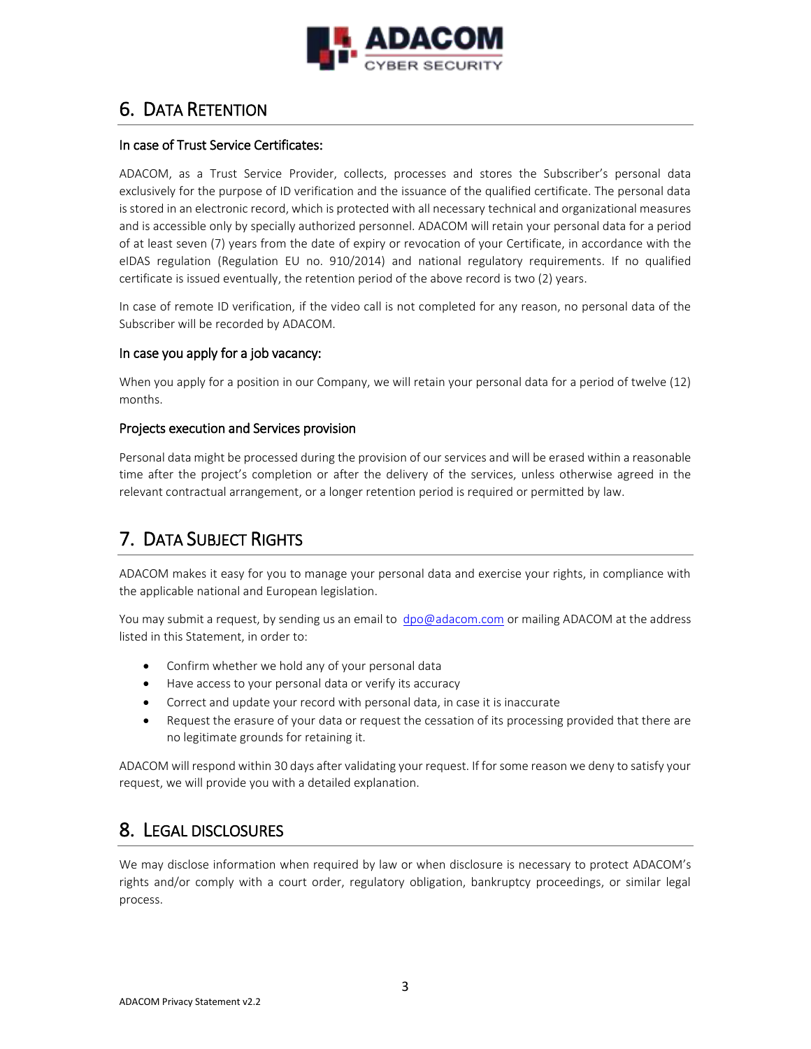## 6. Data Retention

### In case of Trust Service Certificates:

ADACOM, as a Trust Service Provider, collects, processes and stores the Subscriber's personal data exclusively for the purpose of ID verification and the issuance of the qualified certificate. The personal data is stored in an electronic record, which is protected with all necessary technical and organizational measures and is accessible only by specially authorized personnel. ADACOM will retain your personal data for a period of at least seven (7) years from the date of expiry or revocation of your Certificate, in accordance with the eIDAS regulation (Regulation EU no. 910/2014) and national regulatory requirements. If no qualified certificate is issued eventually, the retention period of the above record is two (2) years.

In case of remote ID verification, if the video call is not completed for any reason, no personal data of the Subscriber will be recorded by ADACOM.

### In case you apply for a job vacancy:

When you apply for a position in our Company, we will retain your personal data for a period of twelve (12) months.

### Projects execution and Services provision

Personal data might be processed during the provision of our services and will be erased within a reasonable time after the project's completion or after the delivery of the services, unless otherwise agreed in the relevant contractual arrangement, or a longer retention period is required or permitted by law.

## 7. Data Subject Rights

ADACOM makes it easy for you to manage your personal data and exercise your rights, in compliance with the applicable national and European legislation.

You may submit a request, by sending us an email to dpo@adacom.com or mailing ADACOM at the address listed in this Statement, in order to:

- Confirm whether we hold any of your personal data
- Have access to your personal data or verify its accuracy
- Correct and update your record with personal data, in case it is inaccurate
- Request the erasure of your data or request the cessation of its processing provided that there are no legitimate grounds for retaining it.

ADACOM will respond within 30 days after validating your request. If for some reason we deny to satisfy your request, we will provide you with a detailed explanation.

## 8. Legal disclosures

We may disclose information when required by law or when disclosure is necessary to protect ADACOM's rights and/or comply with a court order, regulatory obligation, bankruptcy proceedings, or similar legal process.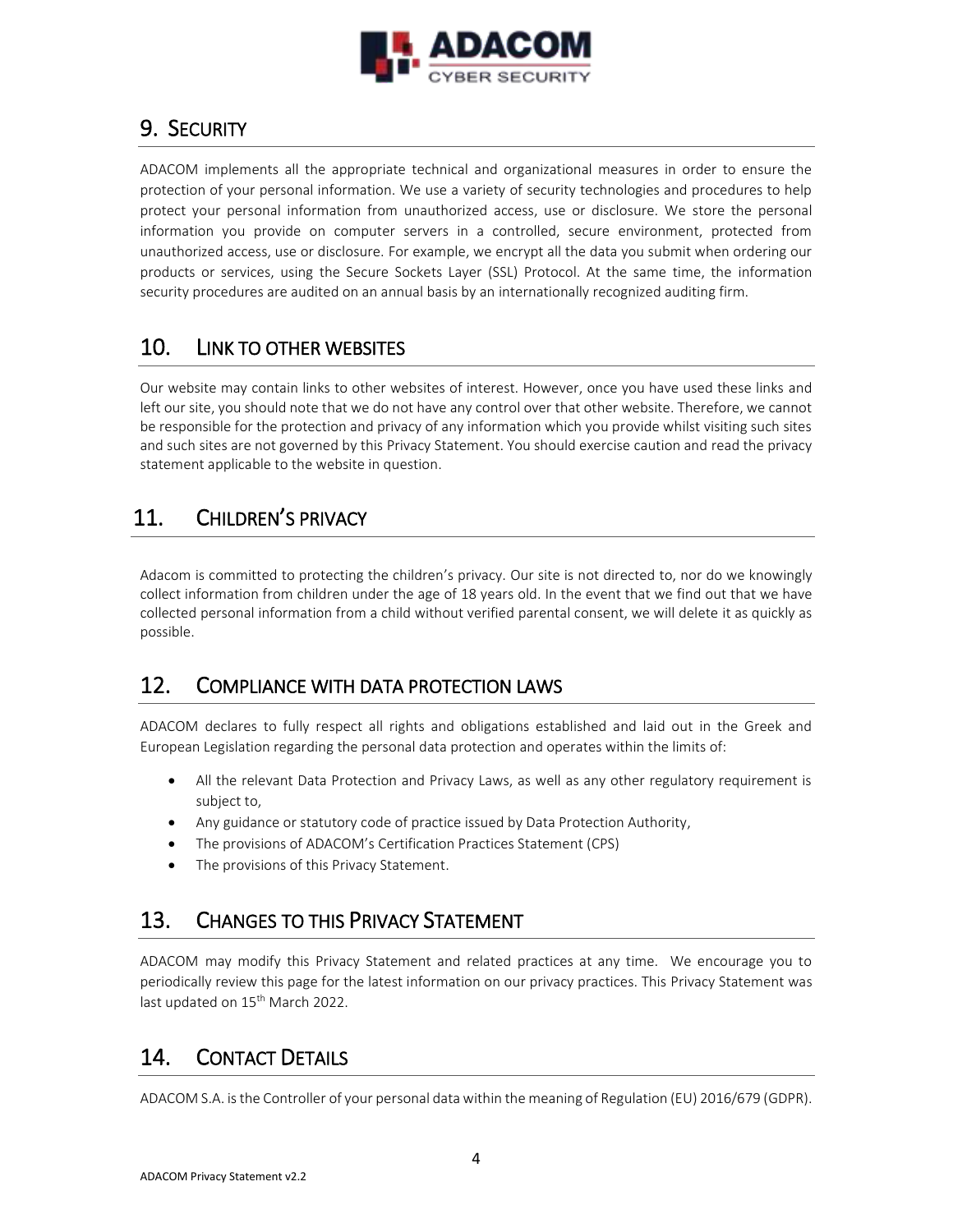## 9. Security

ADACOM implements all the appropriate technical and organizational measures in order to ensure the protection of your personal information. We use a variety of security technologies and procedures to help protect your personal information from unauthorized access, use or disclosure. We store the personal information you provide on computer servers in a controlled, secure environment, protected from unauthorized access, use or disclosure. For example, we encrypt all the data you submit when ordering our products or services, using the Secure Sockets Layer (SSL) Protocol. At the same time, the information security procedures are audited on an annual basis by an internationally recognized auditing firm.

## 10. Link to other websites

Our website may contain links to other websites of interest. However, once you have used these links and left our site, you should note that we do not have any control over that other website. Therefore, we cannot be responsible for the protection and privacy of any information which you provide whilst visiting such sites and such sites are not governed by this Privacy Statement. You should exercise caution and read the privacy statement applicable to the website in question.

## 11. Children’s privacy

Adacom is committed to protecting the children’s privacy. Our site is not directed to, nor do we knowingly collect information from children under the age of 18 years old. In the event that we find out that we have collected personal information from a child without verified parental consent, we will delete it as quickly as possible.

## 12. Compliance with data protection laws

ADACOM declares to fully respect all rights and obligations established and laid out in the Greek and European Legislation regarding the personal data protection and operates within the limits of:

- All the relevant Data Protection and Privacy Laws, as well as any other regulatory requirement is subject to,
- Any guidance or statutory code of practice issued by Data Protection Authority,
- The provisions of ADACOM’s Certification Practices Statement (CPS)
- The provisions of this Privacy Statement.

## 13. Changes to this Privacy Statement

ADACOM may modify this Privacy Statement and related practices at any time. We encourage you to periodically review this page for the latest information on our privacy practices. This Privacy Statement was last updated on 15th March 2022.

## 14. Contact Details

ADACOM S.A. is the Controller of your personal data within the meaning of Regulation (EU) 2016/679 (GDPR).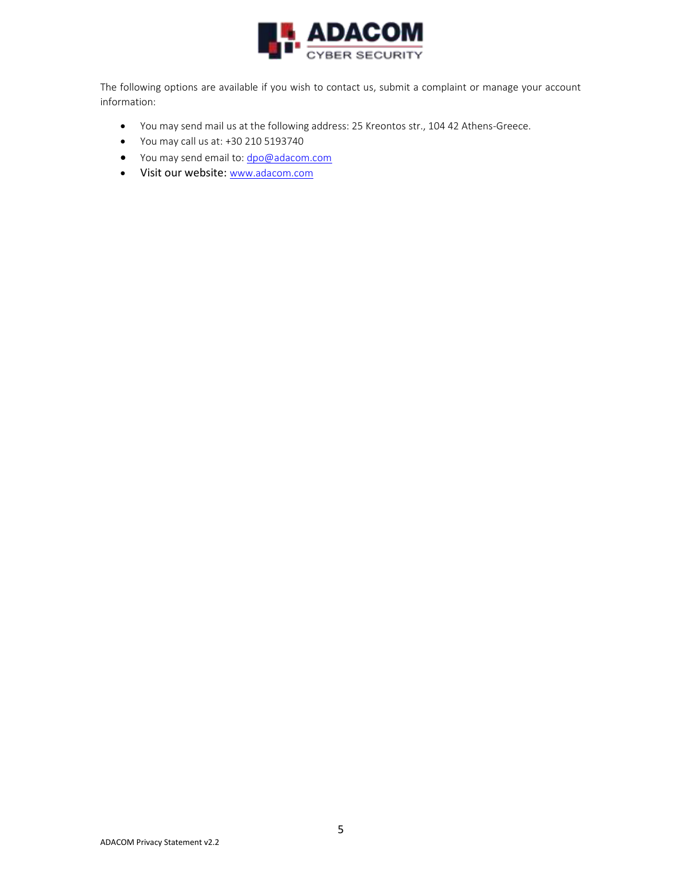The following options are available if you wish to contact us, submit a complaint or manage your account information:

- You may send mail us at the following address: 25 Kreontos str., 104 42 Athens-Greece.
- You may call us at: +30 210 5193740
- You may send email to: dpo@adacom.com
- Visit our website: www.adacom.com